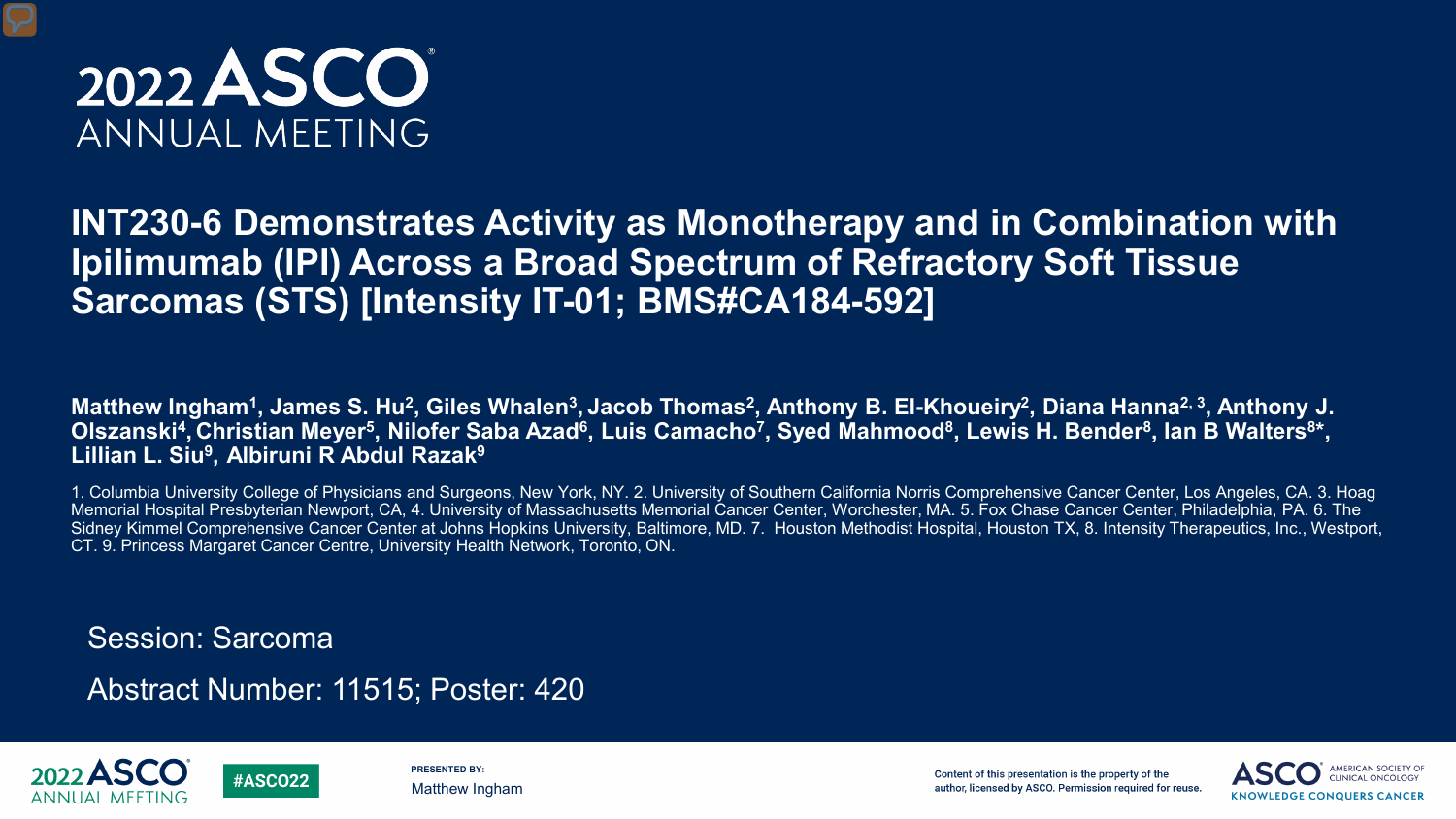# 2022 ASCO ANNUAL MEETING

## INT230-6 Demonstrates Activity as Monotherapy and in Combination with Ipilimumab (IPI) Across a Broad Spectrum of Refractory Soft Tissue Sarcomas (STS) [Intensity IT-01; BMS#CA184-592]

**Matthew Ingham[1], James S. Hu[2], Giles Whalen[3], Jacob Thomas[2], Anthony B. El-Khoueiry[2], Diana Hanna[2, 3], Anthony J. Olszanski[4], Christian Meyer[5], Nilofer Saba Azad[6], Luis Camacho[7], Syed Mahmood[8], Lewis H. Bender[8], Ian B Walters[8]*, Lillian L. Siu[9], Albiruni R Abdul Razak[9]**

1. Columbia University College of Physicians and Surgeons, New York, NY. 2. University of Southern California Norris Comprehensive Cancer Center, Los Angeles, CA. 3. Hoag Memorial Hospital Presbyterian Newport, CA, 4. University of Massachusetts Memorial Cancer Center, Worchester, MA. 5. Fox Chase Cancer Center, Philadelphia, PA. 6. The Sidney Kimmel Comprehensive Cancer Center at Johns Hopkins University, Baltimore, MD. 7. Houston Methodist Hospital, Houston TX, 8. Intensity Therapeutics, Inc., Westport, CT. 9. Princess Margaret Cancer Centre, University Health Network, Toronto, ON.

Session: Sarcoma

Abstract Number: 11515; Poster: 420

PRESENTED BY: Matthew Ingham

Content of this presentation is the property of the author, licensed by ASCO. Permission required for reuse.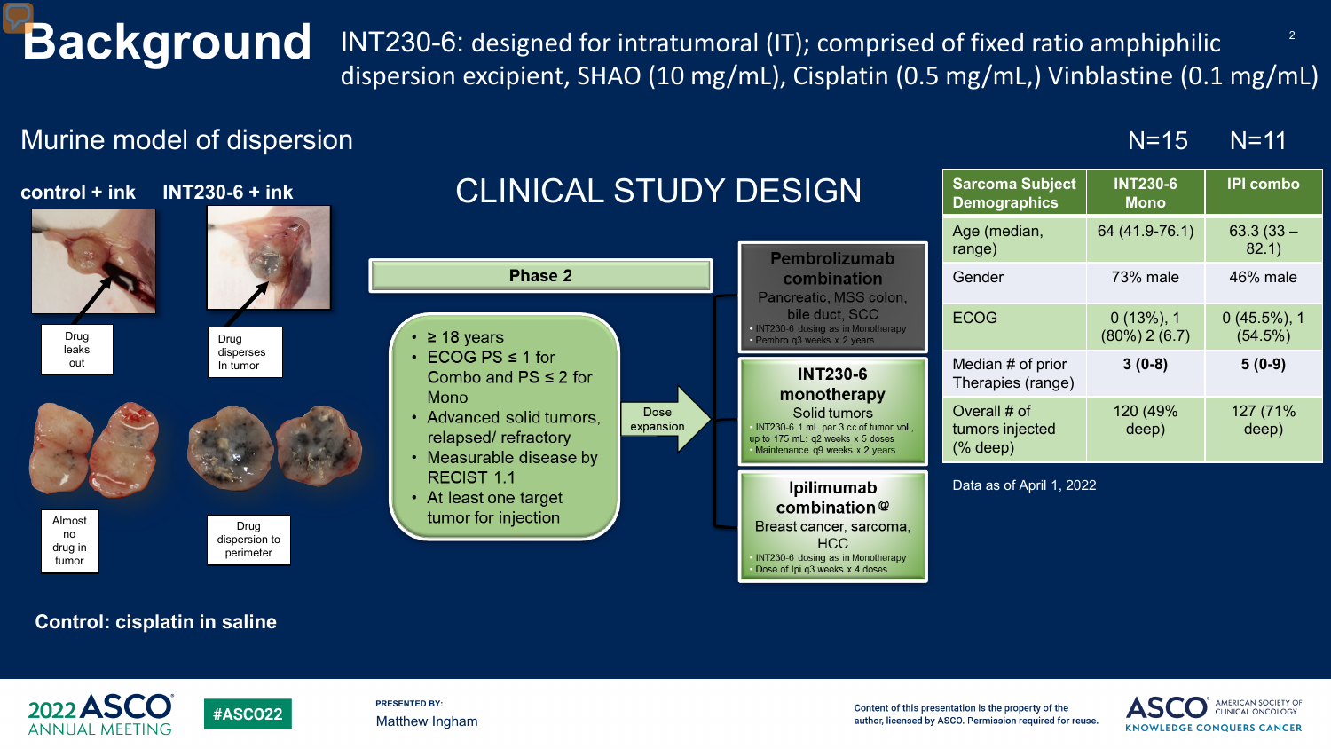# Background

INT230-6: designed for intratumoral (IT); comprised of fixed ratio amphiphilic dispersion excipient, SHAO (10 mg/mL), Cisplatin (0.5 mg/mL,) Vinblastine (0.1 mg/mL)

## Murine model of dispersion

**control + ink** | **INT230-6 + ink**

Drug leaks out

Drug disperses In tumor

Almost no drug in tumor

Drug dispersion to perimeter

**Control: cisplatin in saline**

## CLINICAL STUDY DESIGN

**Phase 2**

- ≥ 18 years
- ECOG PS ≤ 1 for Combo and PS ≤ 2 for Mono
- Advanced solid tumors, relapsed/ refractory
- Measurable disease by RECIST 1.1
- At least one target tumor for injection

Dose expansion

**Pembrolizumab combination**
Pancreatic, MSS colon, bile duct, SCC
- INT230-6 dosing as in Monotherapy
- Pembro q3 weeks x 2 years

**INT230-6 monotherapy**
Solid tumors
- INT230-6 1 mL per 3 cc of tumor vol, up to 175 mL: q2 weeks x 5 doses
- Maintenance q9 weeks x 2 years

**Ipilimumab combination@**
Breast cancer, sarcoma, HCC
- INT230-6 dosing as in Monotherapy
- Dose of Ipi q3 weeks x 4 doses

| Sarcoma Subject Demographics | INT230-6 Mono (N=15) | IPI combo (N=11) |
|---|---|---|
| Age (median, range) | 64 (41.9-76.1) | 63.3 (33 – 82.1) |
| Gender | 73% male | 46% male |
| ECOG | 0 (13%), 1 (80%) 2 (6.7) | 0 (45.5%), 1 (54.5%) |
| Median # of prior Therapies (range) | **3 (0-8)** | **5 (0-9)** |
| Overall # of tumors injected (% deep) | 120 (49% deep) | 127 (71% deep) |

Data as of April 1, 2022

PRESENTED BY: Matthew Ingham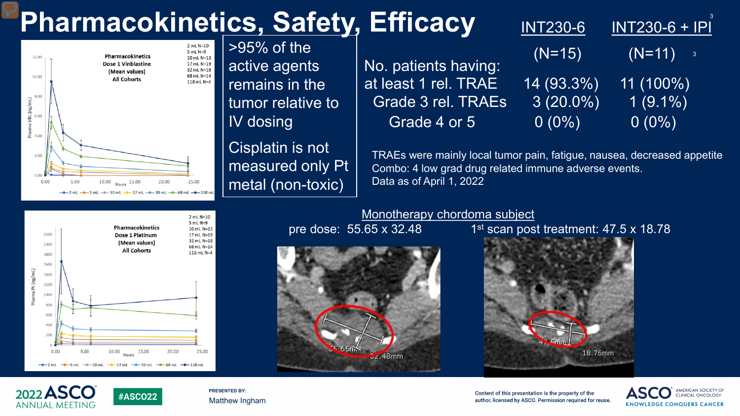# Pharmacokinetics, Safety, Efficacy

Pharmacokinetics
Dose 1 Vinblastine
(Mean values)
All Cohorts

2 mL N=10
5 mL N=9
10 mL N=13
17 mL N=19
32 mL N=18
68 mL N=14
118 mL N=4

Plasma VBL (ng/mL)

Hours

2 mL, 5 mL, 10 mL, 17 mL, 30 mL, 68 mL, 118 mL

>95% of the active agents remains in the tumor relative to IV dosing

Cisplatin is not measured only Pt metal (non-toxic)

| No. patients having: | INT230-6 (N=15) | INT230-6 + IPI (N=11) [3] |
|---|---|---|
| at least 1 rel. TRAE | 14 (93.3%) | 11 (100%) |
| Grade 3 rel. TRAEs | 3 (20.0%) | 1 (9.1%) |
| Grade 4 or 5 | 0 (0%) | 0 (0%) |

TRAEs were mainly local tumor pain, fatigue, nausea, decreased appetite
Combo: 4 low grad drug related immune adverse events.
Data as of April 1, 2022

Pharmacokinetics
Dose 1 Platinum
(Mean values)
All Cohorts

2 mL N=10
5 mL N=9
10 mL N=13
17 mL N=19
32 mL N=18
68 mL N=14
118 mL N=4

Plasma Pt (ng/mL)

Hours

2 mL, 5 mL, 10 mL, 17 mL, 30 mL, 68 mL, 118 mL

## Monotherapy chordoma subject

pre dose: 55.65 x 32.48

1st scan post treatment: 47.5 x 18.78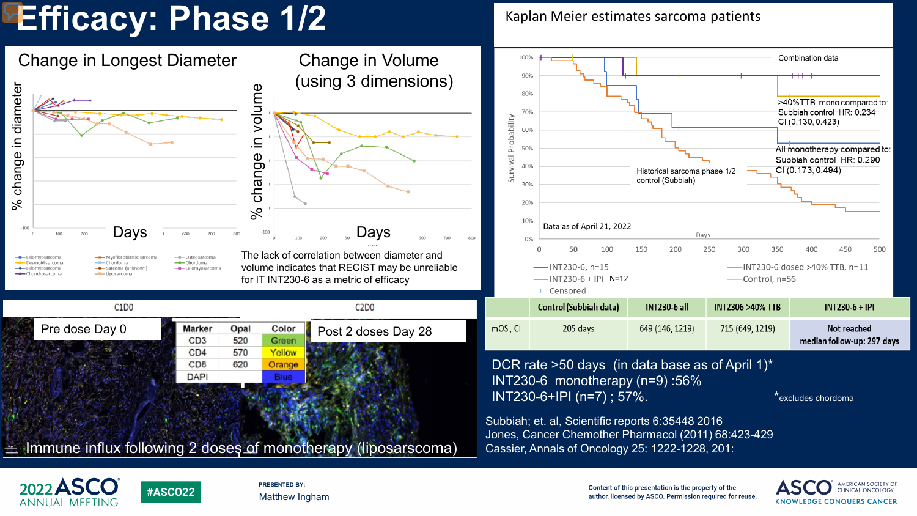# Efficacy: Phase 1/2

## Change in Longest Diameter

## Change in Volume (using 3 dimensions)

The lack of correlation between diameter and volume indicates that RECIST may be unreliable for IT INT230-6 as a metric of efficacy

| Marker | Opal | Color |
|---|---|---|
| CD3 | 520 | Green |
| CD4 | 570 | Yellow |
| CD8 | 620 | Orange |
| DAPI | | Blue |

C1D0 — Pre dose Day 0

C2D0 — Post 2 doses Day 28

Immune influx following 2 doses of monotherapy (liposarcoma)

## Kaplan Meier estimates sarcoma patients

Combination data

>40%TTB mono compared to: Subbiah control HR: 0.234 CI (0.130, 0.423)

All monotherapy compared to: Subbiah control HR: 0.290 CI (0.173, 0.494)

Historical sarcoma phase 1/2 control (Subbiah)

Data as of April 21, 2022

- INT230-6, n=15
- INT230-6 + IPI N=12
- Censored
- INT230-6 dosed >40% TTB, n=11
- Control, n=56

| | Control (Subbiah data) | INT230-6 all | INT2306 >40% TTB | INT230-6 + IPI |
|---|---|---|---|---|
| mOS , CI | 205 days | 649 (146, 1219) | 715 (649, 1219) | Not reached median follow-up: 297 days |

DCR rate >50 days (in data base as of April 1)*
INT230-6 monotherapy (n=9) :56%
INT230-6+IPI (n=7) ; 57%.

*excludes chordoma

Subbiah; et. al, Scientific reports 6:35448 2016
Jones, Cancer Chemother Pharmacol (2011) 68:423-429
Cassier, Annals of Oncology 25: 1222-1228, 201: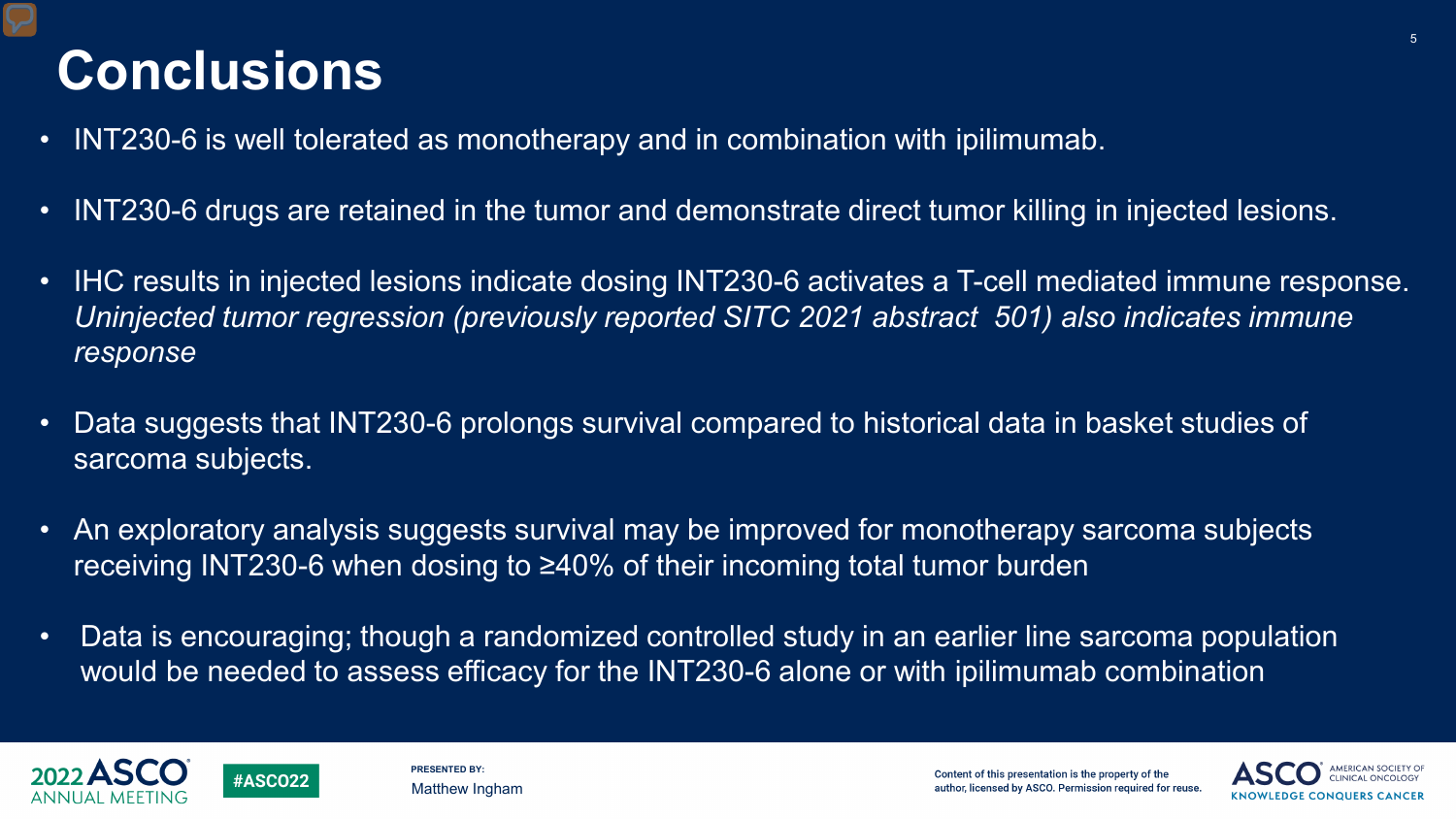# Conclusions

- INT230-6 is well tolerated as monotherapy and in combination with ipilimumab.
- INT230-6 drugs are retained in the tumor and demonstrate direct tumor killing in injected lesions.
- IHC results in injected lesions indicate dosing INT230-6 activates a T-cell mediated immune response. *Uninjected tumor regression (previously reported SITC 2021 abstract 501) also indicates immune response*
- Data suggests that INT230-6 prolongs survival compared to historical data in basket studies of sarcoma subjects.
- An exploratory analysis suggests survival may be improved for monotherapy sarcoma subjects receiving INT230-6 when dosing to ≥40% of their incoming total tumor burden
- Data is encouraging; though a randomized controlled study in an earlier line sarcoma population would be needed to assess efficacy for the INT230-6 alone or with ipilimumab combination